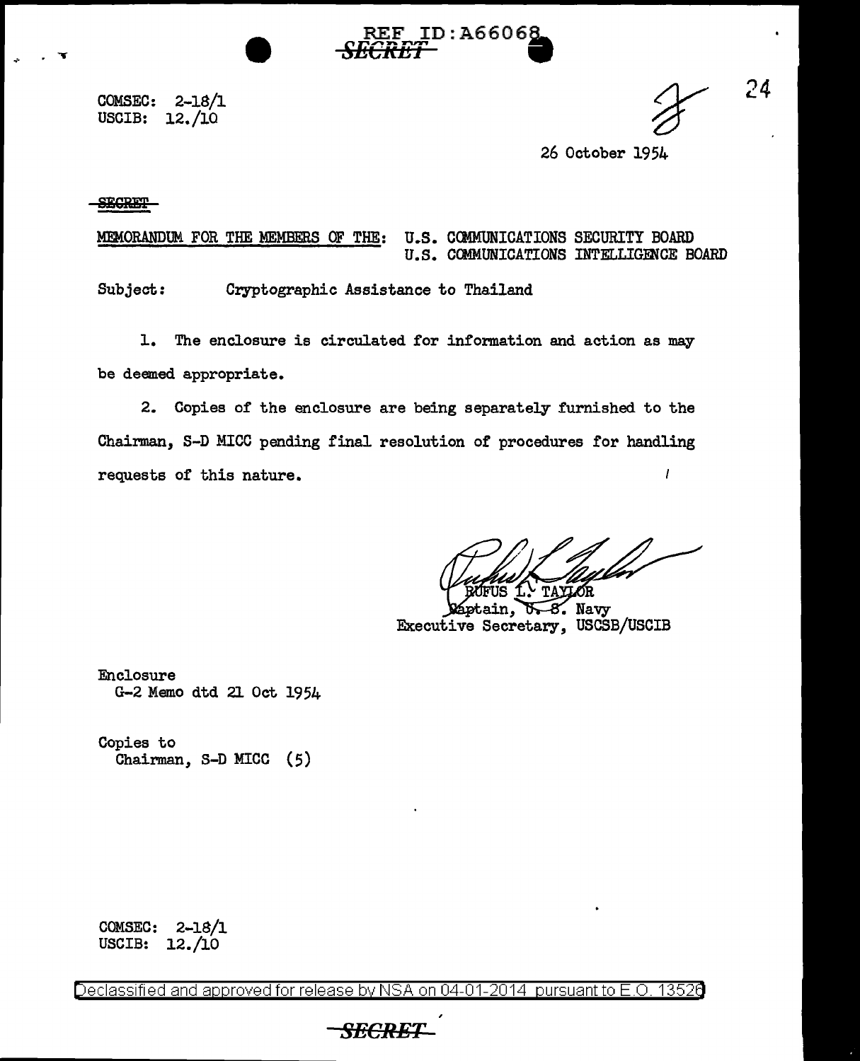REF ID:A66068

~~SECRET~~

COMSEC: 2-18/1
USCIB: 12./10

26 October 1954

~~SECRET~~

MEMORANDUM FOR THE MEMBERS OF THE: U.S. COMMUNICATIONS SECURITY BOARD
U.S. COMMUNICATIONS INTELLIGENCE BOARD

Subject: Cryptographic Assistance to Thailand

1. The enclosure is circulated for information and action as may be deemed appropriate.

2. Copies of the enclosure are being separately furnished to the Chairman, S-D MICC pending final resolution of procedures for handling requests of this nature.

RUFUS L. TAYLOR
Captain, U. S. Navy
Executive Secretary, USCSB/USCIB

Enclosure
G-2 Memo dtd 21 Oct 1954

Copies to
Chairman, S-D MICC (5)

COMSEC: 2-18/1
USCIB: 12./10

Declassified and approved for release by NSA on 04-01-2014 pursuant to E.O. 13526

~~SECRET~~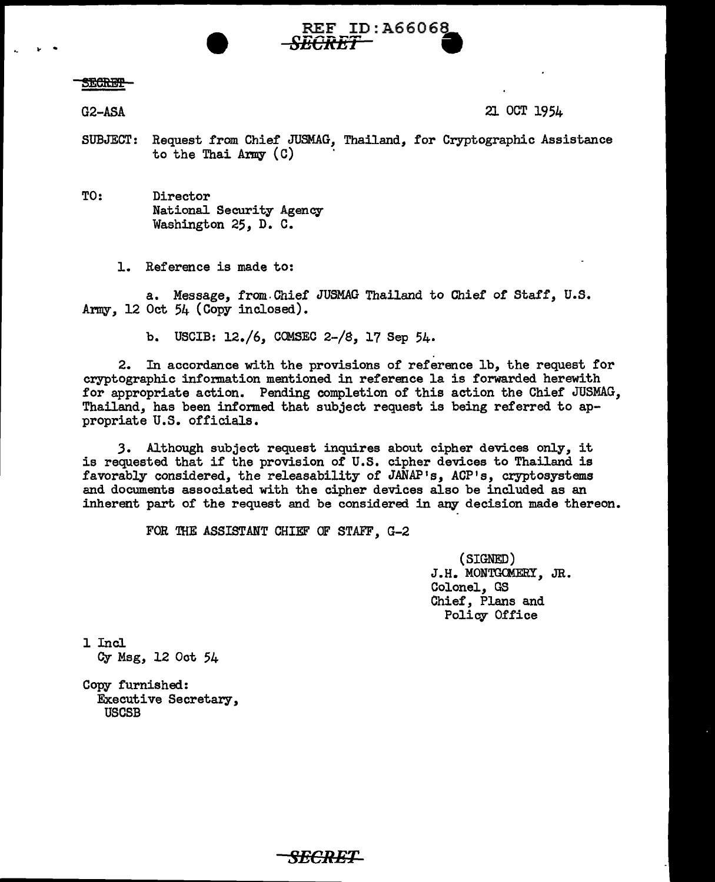REF ID:A66068
SECRET

SECRET

G2-ASA

21 OCT 1954

SUBJECT: Request from Chief JUSMAG, Thailand, for Cryptographic Assistance to the Thai Army (C)

TO: Director
National Security Agency
Washington 25, D. C.

1. Reference is made to:

a. Message, from Chief JUSMAG Thailand to Chief of Staff, U.S. Army, 12 Oct 54 (Copy inclosed).

b. USCIB: 12./6, COMSEC 2-/8, 17 Sep 54.

2. In accordance with the provisions of reference 1b, the request for cryptographic information mentioned in reference 1a is forwarded herewith for appropriate action. Pending completion of this action the Chief JUSMAG, Thailand, has been informed that subject request is being referred to appropriate U.S. officials.

3. Although subject request inquires about cipher devices only, it is requested that if the provision of U.S. cipher devices to Thailand is favorably considered, the releasability of JANAP's, ACP's, cryptosystems and documents associated with the cipher devices also be included as an inherent part of the request and be considered in any decision made thereon.

FOR THE ASSISTANT CHIEF OF STAFF, G-2

(SIGNED)
J.H. MONTGOMERY, JR.
Colonel, GS
Chief, Plans and Policy Office

1 Incl
Cy Msg, 12 Oct 54

Copy furnished:
Executive Secretary,
USCSB

SECRET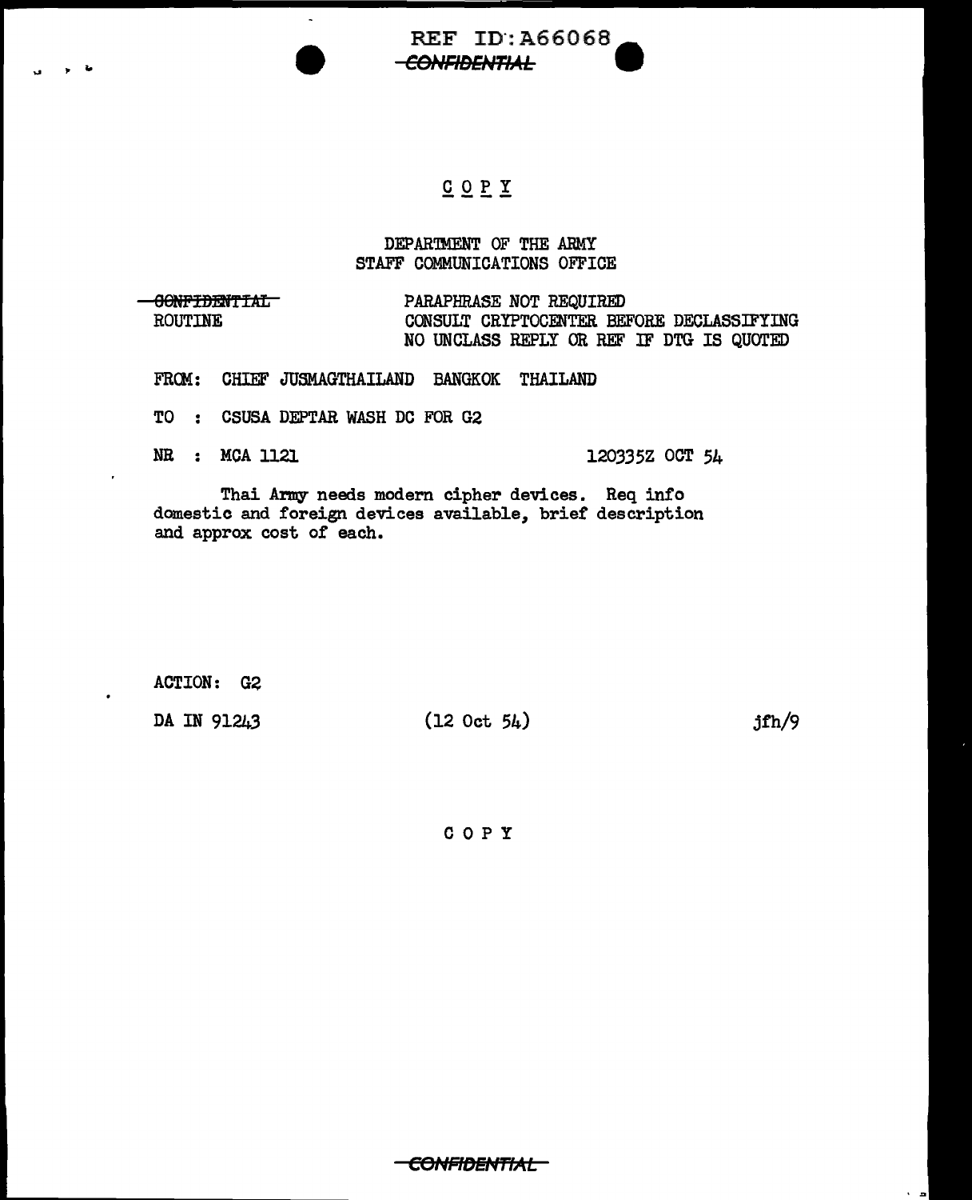REF ID:A66068

~~CONFIDENTIAL~~

C O P Y

DEPARTMENT OF THE ARMY
STAFF COMMUNICATIONS OFFICE

~~CONFIDENTIAL~~
ROUTINE

PARAPHRASE NOT REQUIRED
CONSULT CRYPTOCENTER BEFORE DECLASSIFYING
NO UNCLASS REPLY OR REF IF DTG IS QUOTED

FROM: CHIEF JUSMAGTHAILAND BANGKOK THAILAND

TO : CSUSA DEPTAR WASH DC FOR G2

NR : MCA 1121 120335Z OCT 54

Thai Army needs modern cipher devices. Req info domestic and foreign devices available, brief description and approx cost of each.

ACTION: G2

DA IN 91243 (12 Oct 54) jfh/9

C O P Y

~~CONFIDENTIAL~~